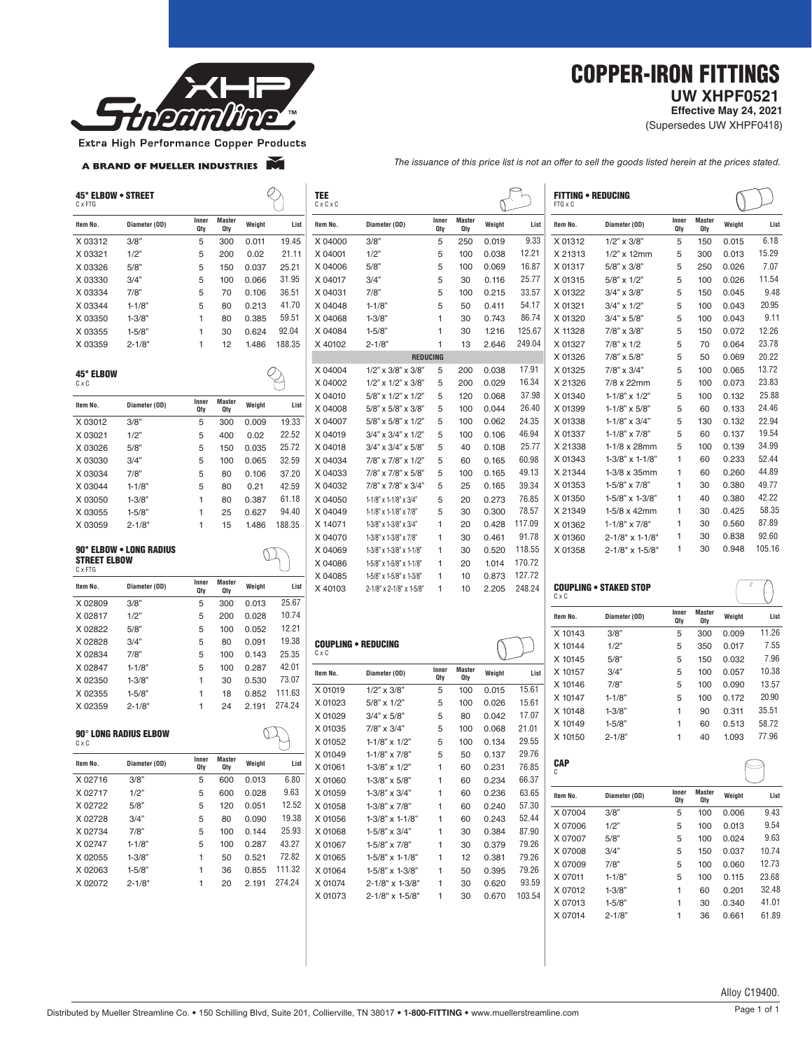XHP Streamline™

Extra High Performance Copper Products

A BRAND OF MUELLER INDUSTRIES

# COPPER-IRON FITTINGS

**UW XHPF0521**

**Effective May 24, 2021**

(Supersedes UW XHPF0418)

*The issuance of this price list is not an offer to sell the goods listed herein at the prices stated.*

## 45° ELBOW • STREET

C x FTG

| Item No. | Diameter (OD) | Inner Qty | Master Qty | Weight | List |
|---|---|---|---|---|---|
| X 03312 | 3/8" | 5 | 300 | 0.011 | 19.45 |
| X 03321 | 1/2" | 5 | 200 | 0.02 | 21.11 |
| X 03326 | 5/8" | 5 | 150 | 0.037 | 25.21 |
| X 03330 | 3/4" | 5 | 100 | 0.066 | 31.95 |
| X 03334 | 7/8" | 5 | 70 | 0.106 | 36.51 |
| X 03344 | 1-1/8" | 5 | 80 | 0.213 | 41.70 |
| X 03350 | 1-3/8" | 1 | 80 | 0.385 | 59.51 |
| X 03355 | 1-5/8" | 1 | 30 | 0.624 | 92.04 |
| X 03359 | 2-1/8" | 1 | 12 | 1.486 | 188.35 |

## 45° ELBOW

C x C

| Item No. | Diameter (OD) | Inner Qty | Master Qty | Weight | List |
|---|---|---|---|---|---|
| X 03012 | 3/8" | 5 | 300 | 0.009 | 19.33 |
| X 03021 | 1/2" | 5 | 400 | 0.02 | 22.52 |
| X 03026 | 5/8" | 5 | 150 | 0.035 | 25.72 |
| X 03030 | 3/4" | 5 | 100 | 0.065 | 32.59 |
| X 03034 | 7/8" | 5 | 80 | 0.106 | 37.20 |
| X 03044 | 1-1/8" | 5 | 80 | 0.21 | 42.59 |
| X 03050 | 1-3/8" | 1 | 80 | 0.387 | 61.18 |
| X 03055 | 1-5/8" | 1 | 25 | 0.627 | 94.40 |
| X 03059 | 2-1/8" | 1 | 15 | 1.486 | 188.35 |

## 90° ELBOW • LONG RADIUS STREET ELBOW

C x FTG

| Item No. | Diameter (OD) | Inner Qty | Master Qty | Weight | List |
|---|---|---|---|---|---|
| X 02809 | 3/8" | 5 | 300 | 0.013 | 25.67 |
| X 02817 | 1/2" | 5 | 200 | 0.028 | 10.74 |
| X 02822 | 5/8" | 5 | 100 | 0.052 | 12.21 |
| X 02828 | 3/4" | 5 | 80 | 0.091 | 19.38 |
| X 02834 | 7/8" | 5 | 100 | 0.143 | 25.35 |
| X 02847 | 1-1/8" | 5 | 100 | 0.287 | 42.01 |
| X 02350 | 1-3/8" | 1 | 30 | 0.530 | 73.07 |
| X 02355 | 1-5/8" | 1 | 18 | 0.852 | 111.63 |
| X 02359 | 2-1/8" | 1 | 24 | 2.191 | 274.24 |

## 90° LONG RADIUS ELBOW

C x C

| Item No. | Diameter (OD) | Inner Qty | Master Qty | Weight | List |
|---|---|---|---|---|---|
| X 02716 | 3/8" | 5 | 600 | 0.013 | 6.80 |
| X 02717 | 1/2" | 5 | 600 | 0.028 | 9.63 |
| X 02722 | 5/8" | 5 | 120 | 0.051 | 12.52 |
| X 02728 | 3/4" | 5 | 80 | 0.090 | 19.38 |
| X 02734 | 7/8" | 5 | 100 | 0.144 | 25.93 |
| X 02747 | 1-1/8" | 5 | 100 | 0.287 | 43.27 |
| X 02055 | 1-3/8" | 1 | 50 | 0.521 | 72.82 |
| X 02063 | 1-5/8" | 1 | 36 | 0.855 | 111.32 |
| X 02072 | 2-1/8" | 1 | 20 | 2.191 | 274.24 |

## TEE

C x C x C

| Item No. | Diameter (OD) | Inner Qty | Master Qty | Weight | List |
|---|---|---|---|---|---|
| X 04000 | 3/8" | 5 | 250 | 0.019 | 9.33 |
| X 04001 | 1/2" | 5 | 100 | 0.038 | 12.21 |
| X 04006 | 5/8" | 5 | 100 | 0.069 | 16.87 |
| X 04017 | 3/4" | 5 | 30 | 0.116 | 25.77 |
| X 04031 | 7/8" | 5 | 100 | 0.215 | 33.57 |
| X 04048 | 1-1/8" | 5 | 50 | 0.411 | 54.17 |
| X 04068 | 1-3/8" | 1 | 30 | 0.743 | 86.74 |
| X 04084 | 1-5/8" | 1 | 30 | 1.216 | 125.67 |
| X 40102 | 2-1/8" | 1 | 13 | 2.646 | 249.04 |
| **REDUCING** | | | | | |
| X 04004 | 1/2" x 3/8" x 3/8" | 5 | 200 | 0.038 | 17.91 |
| X 04002 | 1/2" x 1/2" x 3/8" | 5 | 200 | 0.029 | 16.34 |
| X 04010 | 5/8" x 1/2" x 1/2" | 5 | 120 | 0.068 | 37.98 |
| X 04008 | 5/8" x 5/8" x 3/8" | 5 | 100 | 0.044 | 26.40 |
| X 04007 | 5/8" x 5/8" x 1/2" | 5 | 100 | 0.062 | 24.35 |
| X 04019 | 3/4" x 3/4" x 1/2" | 5 | 100 | 0.106 | 46.94 |
| X 04018 | 3/4" x 3/4" x 5/8" | 5 | 40 | 0.108 | 25.77 |
| X 04034 | 7/8" x 7/8" x 1/2" | 5 | 60 | 0.165 | 60.98 |
| X 04033 | 7/8" x 7/8" x 5/8" | 5 | 100 | 0.165 | 49.13 |
| X 04032 | 7/8" x 7/8" x 3/4" | 5 | 25 | 0.165 | 39.34 |
| X 04050 | 1-1/8" x 1-1/8" x 3/4" | 5 | 20 | 0.273 | 76.85 |
| X 04049 | 1-1/8" x 1-1/8" x 7/8" | 5 | 30 | 0.300 | 78.57 |
| X 14071 | 1-3/8" x 1-3/8" x 3/4" | 1 | 20 | 0.428 | 117.09 |
| X 04070 | 1-3/8" x 1-3/8" x 7/8" | 1 | 30 | 0.461 | 91.78 |
| X 04069 | 1-3/8" x 1-3/8" x 1-1/8" | 1 | 30 | 0.520 | 118.55 |
| X 04086 | 1-5/8" x 1-5/8" x 1-1/8" | 1 | 20 | 1.014 | 170.72 |
| X 04085 | 1-5/8" x 1-5/8" x 1-3/8" | 1 | 10 | 0.873 | 127.72 |
| X 40103 | 2-1/8" x 2-1/8" x 1-5/8" | 1 | 10 | 2.205 | 248.24 |

## COUPLING • REDUCING

C x C

| Item No. | Diameter (OD) | Inner Qty | Master Qty | Weight | List |
|---|---|---|---|---|---|
| X 01019 | 1/2" x 3/8" | 5 | 100 | 0.015 | 15.61 |
| X 01023 | 5/8" x 1/2" | 5 | 100 | 0.026 | 15.61 |
| X 01029 | 3/4" x 5/8" | 5 | 80 | 0.042 | 17.07 |
| X 01035 | 7/8" x 3/4" | 5 | 100 | 0.068 | 21.01 |
| X 01052 | 1-1/8" x 1/2" | 5 | 100 | 0.134 | 29.55 |
| X 01049 | 1-1/8" x 7/8" | 5 | 50 | 0.137 | 29.76 |
| X 01061 | 1-3/8" x 1/2" | 1 | 60 | 0.231 | 76.85 |
| X 01060 | 1-3/8" x 5/8" | 1 | 60 | 0.234 | 66.37 |
| X 01059 | 1-3/8" x 3/4" | 1 | 60 | 0.236 | 63.65 |
| X 01058 | 1-3/8" x 7/8" | 1 | 60 | 0.240 | 57.30 |
| X 01056 | 1-3/8" x 1-1/8" | 1 | 60 | 0.243 | 52.44 |
| X 01068 | 1-5/8" x 3/4" | 1 | 30 | 0.384 | 87.90 |
| X 01067 | 1-5/8" x 7/8" | 1 | 30 | 0.379 | 79.26 |
| X 01065 | 1-5/8" x 1-1/8" | 1 | 12 | 0.381 | 79.26 |
| X 01064 | 1-5/8" x 1-3/8" | 1 | 50 | 0.395 | 79.26 |
| X 01074 | 2-1/8" x 1-3/8" | 1 | 30 | 0.620 | 93.59 |
| X 01073 | 2-1/8" x 1-5/8" | 1 | 30 | 0.670 | 103.54 |

## FITTING • REDUCING

FTG x C

| Item No. | Diameter (OD) | Inner Qty | Master Qty | Weight | List |
|---|---|---|---|---|---|
| X 01312 | 1/2" x 3/8" | 5 | 150 | 0.015 | 6.18 |
| X 21313 | 1/2" x 12mm | 5 | 300 | 0.013 | 15.29 |
| X 01317 | 5/8" x 3/8" | 5 | 250 | 0.026 | 7.07 |
| X 01315 | 5/8" x 1/2" | 5 | 100 | 0.026 | 11.54 |
| X 01322 | 3/4" x 3/8" | 5 | 150 | 0.045 | 9.48 |
| X 01321 | 3/4" x 1/2" | 5 | 100 | 0.043 | 20.95 |
| X 01320 | 3/4" x 5/8" | 5 | 100 | 0.043 | 9.11 |
| X 11328 | 7/8" x 3/8" | 5 | 150 | 0.072 | 12.26 |
| X 01327 | 7/8" x 1/2 | 5 | 70 | 0.064 | 23.78 |
| X 01326 | 7/8" x 5/8" | 5 | 50 | 0.069 | 20.22 |
| X 01325 | 7/8" x 3/4" | 5 | 100 | 0.065 | 13.72 |
| X 21326 | 7/8 x 22mm | 5 | 100 | 0.073 | 23.83 |
| X 01340 | 1-1/8" x 1/2" | 5 | 100 | 0.132 | 25.88 |
| X 01399 | 1-1/8" x 5/8" | 5 | 60 | 0.133 | 24.46 |
| X 01338 | 1-1/8" x 3/4" | 5 | 130 | 0.132 | 22.94 |
| X 01337 | 1-1/8" x 7/8" | 5 | 60 | 0.137 | 19.54 |
| X 21338 | 1-1/8 x 28mm | 5 | 100 | 0.139 | 34.99 |
| X 01343 | 1-3/8" x 1-1/8" | 1 | 60 | 0.233 | 52.44 |
| X 21344 | 1-3/8 x 35mm | 1 | 60 | 0.260 | 44.89 |
| X 01353 | 1-5/8" x 7/8" | 1 | 30 | 0.380 | 49.77 |
| X 01350 | 1-5/8" x 1-3/8" | 1 | 40 | 0.380 | 42.22 |
| X 21349 | 1-5/8 x 42mm | 1 | 30 | 0.425 | 58.35 |
| X 01362 | 1-1/8" x 7/8" | 1 | 30 | 0.560 | 87.89 |
| X 01360 | 2-1/8" x 1-1/8" | 1 | 30 | 0.838 | 92.60 |
| X 01358 | 2-1/8" x 1-5/8" | 1 | 30 | 0.948 | 105.16 |

## COUPLING • STAKED STOP

C x C

| Item No. | Diameter (OD) | Inner Qty | Master Qty | Weight | List |
|---|---|---|---|---|---|
| X 10143 | 3/8" | 5 | 300 | 0.009 | 11.26 |
| X 10144 | 1/2" | 5 | 350 | 0.017 | 7.55 |
| X 10145 | 5/8" | 5 | 150 | 0.032 | 7.96 |
| X 10157 | 3/4" | 5 | 100 | 0.057 | 10.38 |
| X 10146 | 7/8" | 5 | 100 | 0.090 | 13.57 |
| X 10147 | 1-1/8" | 5 | 100 | 0.172 | 20.90 |
| X 10148 | 1-3/8" | 1 | 90 | 0.311 | 35.51 |
| X 10149 | 1-5/8" | 1 | 60 | 0.513 | 58.72 |
| X 10150 | 2-1/8" | 1 | 40 | 1.093 | 77.96 |

## CAP

C

| Item No. | Diameter (OD) | Inner Qty | Master Qty | Weight | List |
|---|---|---|---|---|---|
| X 07004 | 3/8" | 5 | 100 | 0.006 | 9.43 |
| X 07006 | 1/2" | 5 | 100 | 0.013 | 9.54 |
| X 07007 | 5/8" | 5 | 100 | 0.024 | 9.63 |
| X 07008 | 3/4" | 5 | 150 | 0.037 | 10.74 |
| X 07009 | 7/8" | 5 | 100 | 0.060 | 12.73 |
| X 07011 | 1-1/8" | 5 | 100 | 0.115 | 23.68 |
| X 07012 | 1-3/8" | 1 | 60 | 0.201 | 32.48 |
| X 07013 | 1-5/8" | 1 | 30 | 0.340 | 41.01 |
| X 07014 | 2-1/8" | 1 | 36 | 0.661 | 61.89 |

Alloy C19400.

Distributed by Mueller Streamline Co. • 150 Schilling Blvd, Suite 201, Collierville, TN 38017 • **1-800-FITTING** • www.muellerstreamline.com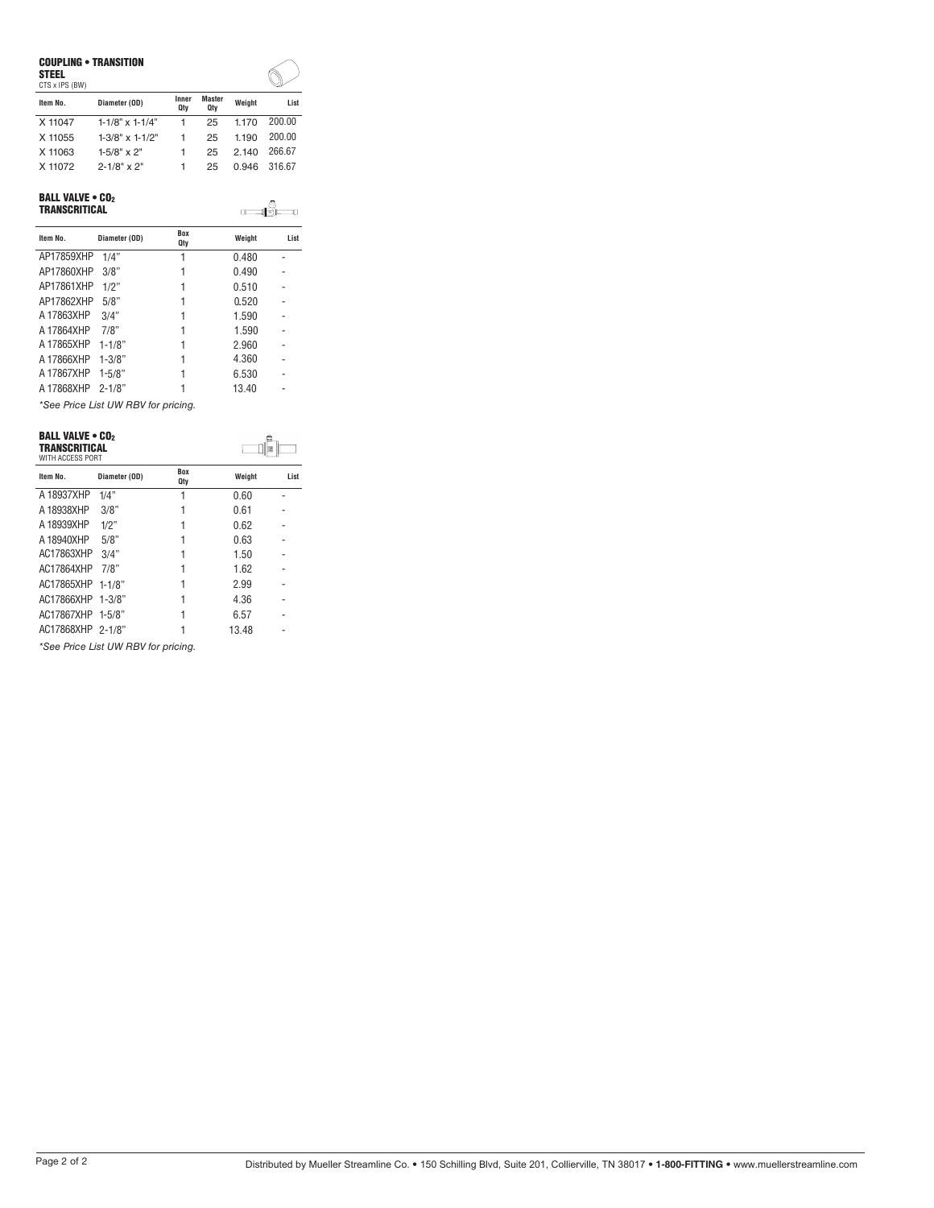### COUPLING • TRANSITION
**STEEL**
CTS x IPS (BW)

| Item No. | Diameter (OD) | Inner Qty | Master Qty | Weight | List |
|---|---|---|---|---|---|
| X 11047 | 1-1/8" x 1-1/4" | 1 | 25 | 1.170 | 200.00 |
| X 11055 | 1-3/8" x 1-1/2" | 1 | 25 | 1.190 | 200.00 |
| X 11063 | 1-5/8" x 2" | 1 | 25 | 2.140 | 266.67 |
| X 11072 | 2-1/8" x 2" | 1 | 25 | 0.946 | 316.67 |

### BALL VALVE • $CO_2$ TRANSCRITICAL

| Item No. | Diameter (OD) | Box Qty | Weight | List |
|---|---|---|---|---|
| AP17859XHP | 1/4" | 1 | 0.480 | - |
| AP17860XHP | 3/8" | 1 | 0.490 | - |
| AP17861XHP | 1/2" | 1 | 0.510 | - |
| AP17862XHP | 5/8" | 1 | 0.520 | - |
| A 17863XHP | 3/4" | 1 | 1.590 | - |
| A 17864XHP | 7/8" | 1 | 1.590 | - |
| A 17865XHP | 1-1/8" | 1 | 2.960 | - |
| A 17866XHP | 1-3/8" | 1 | 4.360 | - |
| A 17867XHP | 1-5/8" | 1 | 6.530 | - |
| A 17868XHP | 2-1/8" | 1 | 13.40 | - |

*\*See Price List UW RBV for pricing.*

### BALL VALVE • $CO_2$ TRANSCRITICAL
WITH ACCESS PORT

| Item No. | Diameter (OD) | Box Qty | Weight | List |
|---|---|---|---|---|
| A 18937XHP | 1/4" | 1 | 0.60 | - |
| A 18938XHP | 3/8" | 1 | 0.61 | - |
| A 18939XHP | 1/2" | 1 | 0.62 | - |
| A 18940XHP | 5/8" | 1 | 0.63 | - |
| AC17863XHP | 3/4" | 1 | 1.50 | - |
| AC17864XHP | 7/8" | 1 | 1.62 | - |
| AC17865XHP | 1-1/8" | 1 | 2.99 | - |
| AC17866XHP | 1-3/8" | 1 | 4.36 | - |
| AC17867XHP | 1-5/8" | 1 | 6.57 | - |
| AC17868XHP | 2-1/8" | 1 | 13.48 | - |

*\*See Price List UW RBV for pricing.*

Distributed by Mueller Streamline Co. • 150 Schilling Blvd, Suite 201, Collierville, TN 38017 • **1-800-FITTING** • www.muellerstreamline.com